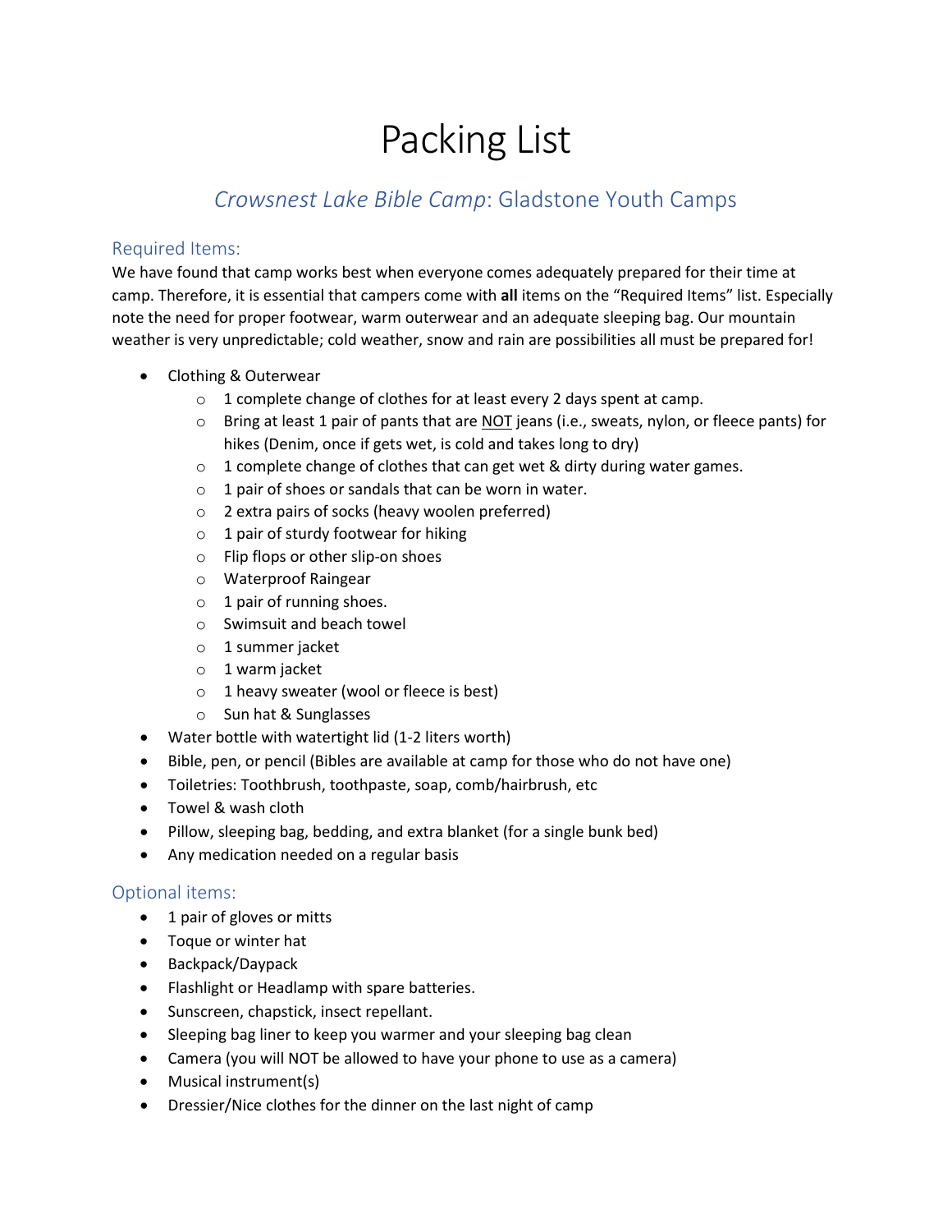# Packing List

## *Crowsnest Lake Bible Camp*: Gladstone Youth Camps

### Required Items:

We have found that camp works best when everyone comes adequately prepared for their time at camp. Therefore, it is essential that campers come with **all** items on the "Required Items" list. Especially note the need for proper footwear, warm outerwear and an adequate sleeping bag. Our mountain weather is very unpredictable; cold weather, snow and rain are possibilities all must be prepared for!

- Clothing & Outerwear
  - 1 complete change of clothes for at least every 2 days spent at camp.
  - Bring at least 1 pair of pants that are <u>NOT</u> jeans (i.e., sweats, nylon, or fleece pants) for hikes (Denim, once if gets wet, is cold and takes long to dry)
  - 1 complete change of clothes that can get wet & dirty during water games.
  - 1 pair of shoes or sandals that can be worn in water.
  - 2 extra pairs of socks (heavy woolen preferred)
  - 1 pair of sturdy footwear for hiking
  - Flip flops or other slip-on shoes
  - Waterproof Raingear
  - 1 pair of running shoes.
  - Swimsuit and beach towel
  - 1 summer jacket
  - 1 warm jacket
  - 1 heavy sweater (wool or fleece is best)
  - Sun hat & Sunglasses
- Water bottle with watertight lid (1-2 liters worth)
- Bible, pen, or pencil (Bibles are available at camp for those who do not have one)
- Toiletries: Toothbrush, toothpaste, soap, comb/hairbrush, etc
- Towel & wash cloth
- Pillow, sleeping bag, bedding, and extra blanket (for a single bunk bed)
- Any medication needed on a regular basis

### Optional items:

- 1 pair of gloves or mitts
- Toque or winter hat
- Backpack/Daypack
- Flashlight or Headlamp with spare batteries.
- Sunscreen, chapstick, insect repellant.
- Sleeping bag liner to keep you warmer and your sleeping bag clean
- Camera (you will NOT be allowed to have your phone to use as a camera)
- Musical instrument(s)
- Dressier/Nice clothes for the dinner on the last night of camp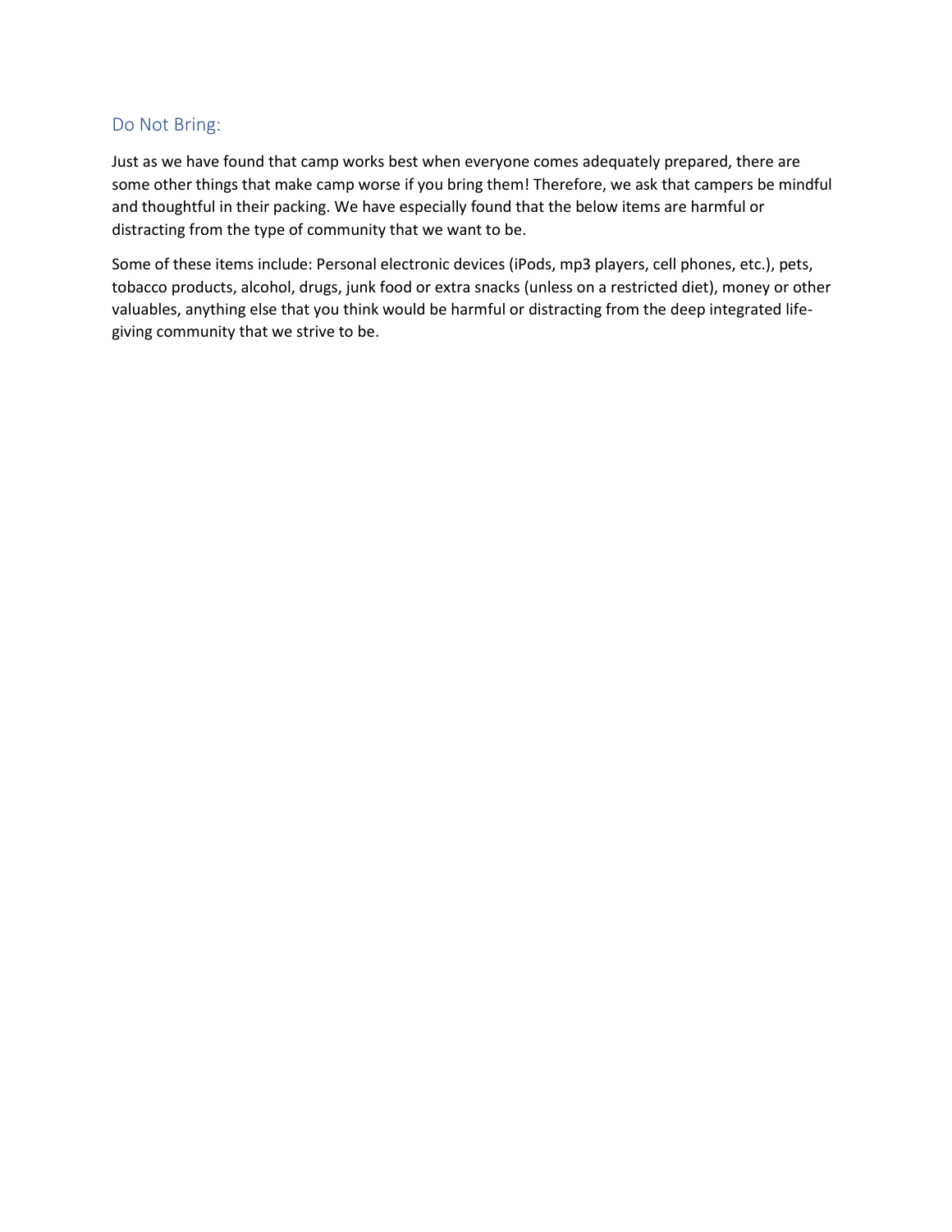## Do Not Bring:

Just as we have found that camp works best when everyone comes adequately prepared, there are some other things that make camp worse if you bring them! Therefore, we ask that campers be mindful and thoughtful in their packing. We have especially found that the below items are harmful or distracting from the type of community that we want to be.

Some of these items include: Personal electronic devices (iPods, mp3 players, cell phones, etc.), pets, tobacco products, alcohol, drugs, junk food or extra snacks (unless on a restricted diet), money or other valuables, anything else that you think would be harmful or distracting from the deep integrated life-giving community that we strive to be.